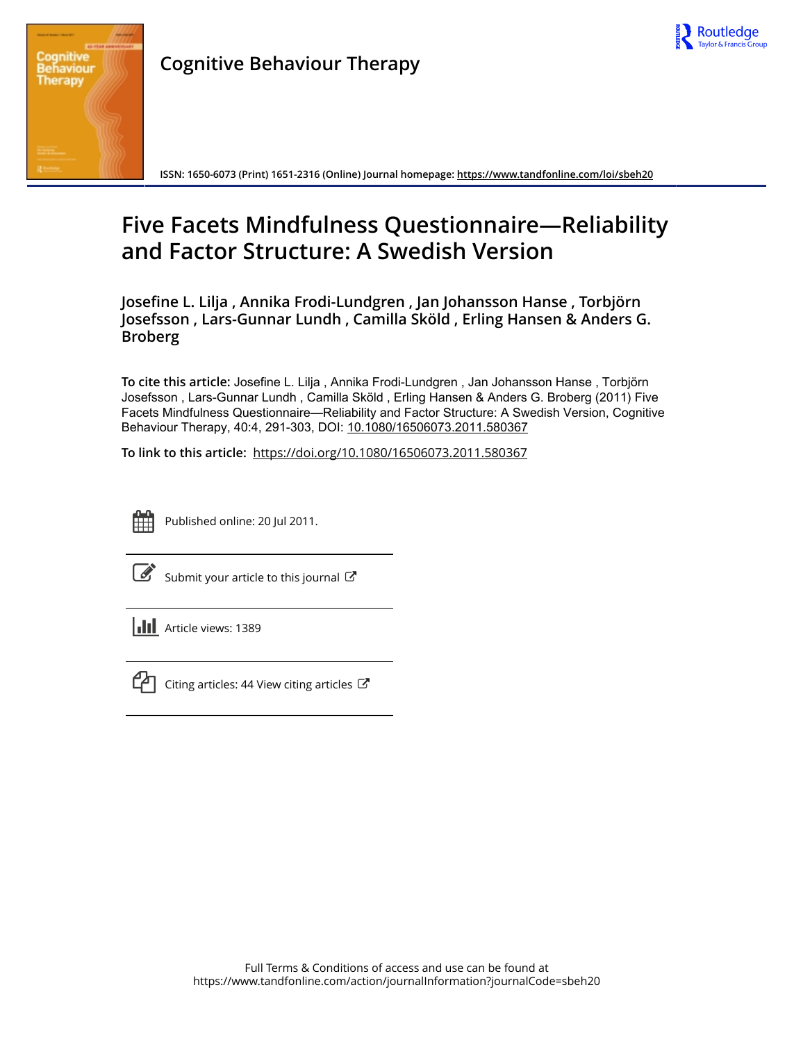Cognitive Behaviour Therapy

ISSN: 1650-6073 (Print) 1651-2316 (Online) Journal homepage: https://www.tandfonline.com/loi/sbeh20

# Five Facets Mindfulness Questionnaire—Reliability and Factor Structure: A Swedish Version

**Josefine L. Lilja , Annika Frodi-Lundgren , Jan Johansson Hanse , Torbjörn Josefsson , Lars-Gunnar Lundh , Camilla Sköld , Erling Hansen & Anders G. Broberg**

**To cite this article:** Josefine L. Lilja , Annika Frodi-Lundgren , Jan Johansson Hanse , Torbjörn Josefsson , Lars-Gunnar Lundh , Camilla Sköld , Erling Hansen & Anders G. Broberg (2011) Five Facets Mindfulness Questionnaire—Reliability and Factor Structure: A Swedish Version, Cognitive Behaviour Therapy, 40:4, 291-303, DOI: 10.1080/16506073.2011.580367

**To link to this article:** https://doi.org/10.1080/16506073.2011.580367

Published online: 20 Jul 2011.

Submit your article to this journal

Article views: 1389

Citing articles: 44 View citing articles

Full Terms & Conditions of access and use can be found at
https://www.tandfonline.com/action/journalInformation?journalCode=sbeh20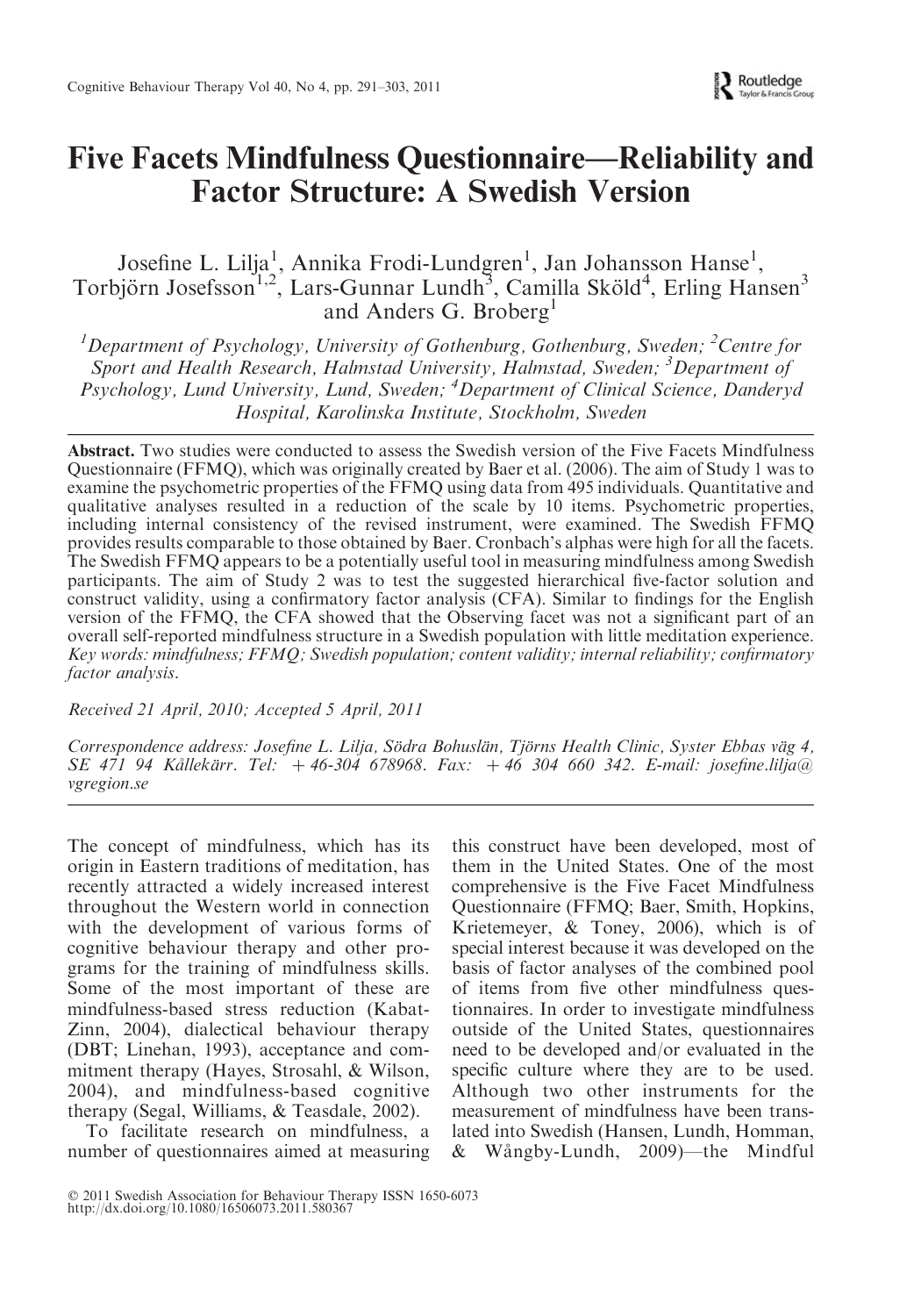# Five Facets Mindfulness Questionnaire—Reliability and Factor Structure: A Swedish Version

Josefine L. Lilja[1], Annika Frodi-Lundgren[1], Jan Johansson Hanse[1], Torbjörn Josefsson[1,2], Lars-Gunnar Lundh[3], Camilla Sköld[4], Erling Hansen[3] and Anders G. Broberg[1]

*[1]Department of Psychology, University of Gothenburg, Gothenburg, Sweden; [2]Centre for Sport and Health Research, Halmstad University, Halmstad, Sweden; [3]Department of Psychology, Lund University, Lund, Sweden; [4]Department of Clinical Science, Danderyd Hospital, Karolinska Institute, Stockholm, Sweden*

**Abstract.** Two studies were conducted to assess the Swedish version of the Five Facets Mindfulness Questionnaire (FFMQ), which was originally created by Baer et al. (2006). The aim of Study 1 was to examine the psychometric properties of the FFMQ using data from 495 individuals. Quantitative and qualitative analyses resulted in a reduction of the scale by 10 items. Psychometric properties, including internal consistency of the revised instrument, were examined. The Swedish FFMQ provides results comparable to those obtained by Baer. Cronbach's alphas were high for all the facets. The Swedish FFMQ appears to be a potentially useful tool in measuring mindfulness among Swedish participants. The aim of Study 2 was to test the suggested hierarchical five-factor solution and construct validity, using a confirmatory factor analysis (CFA). Similar to findings for the English version of the FFMQ, the CFA showed that the Observing facet was not a significant part of an overall self-reported mindfulness structure in a Swedish population with little meditation experience. *Key words: mindfulness; FFMQ; Swedish population; content validity; internal reliability; confirmatory factor analysis.*

*Received 21 April, 2010; Accepted 5 April, 2011*

*Correspondence address: Josefine L. Lilja, Södra Bohuslän, Tjörns Health Clinic, Syster Ebbas väg 4, SE 471 94 Kållekärr. Tel: +46-304 678968. Fax: +46 304 660 342. E-mail: josefine.lilja@vgregion.se*

The concept of mindfulness, which has its origin in Eastern traditions of meditation, has recently attracted a widely increased interest throughout the Western world in connection with the development of various forms of cognitive behaviour therapy and other programs for the training of mindfulness skills. Some of the most important of these are mindfulness-based stress reduction (Kabat-Zinn, 2004), dialectical behaviour therapy (DBT; Linehan, 1993), acceptance and commitment therapy (Hayes, Strosahl, & Wilson, 2004), and mindfulness-based cognitive therapy (Segal, Williams, & Teasdale, 2002).

To facilitate research on mindfulness, a number of questionnaires aimed at measuring this construct have been developed, most of them in the United States. One of the most comprehensive is the Five Facet Mindfulness Questionnaire (FFMQ; Baer, Smith, Hopkins, Krietemeyer, & Toney, 2006), which is of special interest because it was developed on the basis of factor analyses of the combined pool of items from five other mindfulness questionnaires. In order to investigate mindfulness outside of the United States, questionnaires need to be developed and/or evaluated in the specific culture where they are to be used. Although two other instruments for the measurement of mindfulness have been translated into Swedish (Hansen, Lundh, Homman, & Wångby-Lundh, 2009)—the Mindful

© 2011 Swedish Association for Behaviour Therapy ISSN 1650-6073
http://dx.doi.org/10.1080/16506073.2011.580367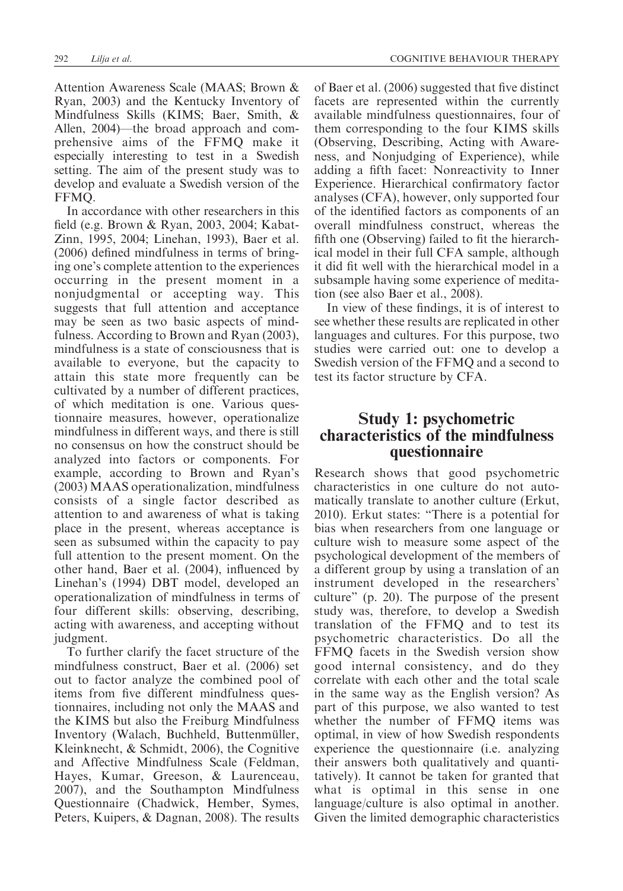Attention Awareness Scale (MAAS; Brown & Ryan, 2003) and the Kentucky Inventory of Mindfulness Skills (KIMS; Baer, Smith, & Allen, 2004)—the broad approach and comprehensive aims of the FFMQ make it especially interesting to test in a Swedish setting. The aim of the present study was to develop and evaluate a Swedish version of the FFMQ.

In accordance with other researchers in this field (e.g. Brown & Ryan, 2003, 2004; Kabat-Zinn, 1995, 2004; Linehan, 1993), Baer et al. (2006) defined mindfulness in terms of bringing one's complete attention to the experiences occurring in the present moment in a nonjudgmental or accepting way. This suggests that full attention and acceptance may be seen as two basic aspects of mindfulness. According to Brown and Ryan (2003), mindfulness is a state of consciousness that is available to everyone, but the capacity to attain this state more frequently can be cultivated by a number of different practices, of which meditation is one. Various questionnaire measures, however, operationalize mindfulness in different ways, and there is still no consensus on how the construct should be analyzed into factors or components. For example, according to Brown and Ryan's (2003) MAAS operationalization, mindfulness consists of a single factor described as attention to and awareness of what is taking place in the present, whereas acceptance is seen as subsumed within the capacity to pay full attention to the present moment. On the other hand, Baer et al. (2004), influenced by Linehan's (1994) DBT model, developed an operationalization of mindfulness in terms of four different skills: observing, describing, acting with awareness, and accepting without judgment.

To further clarify the facet structure of the mindfulness construct, Baer et al. (2006) set out to factor analyze the combined pool of items from five different mindfulness questionnaires, including not only the MAAS and the KIMS but also the Freiburg Mindfulness Inventory (Walach, Buchheld, Buttenmüller, Kleinknecht, & Schmidt, 2006), the Cognitive and Affective Mindfulness Scale (Feldman, Hayes, Kumar, Greeson, & Laurenceau, 2007), and the Southampton Mindfulness Questionnaire (Chadwick, Hember, Symes, Peters, Kuipers, & Dagnan, 2008). The results of Baer et al. (2006) suggested that five distinct facets are represented within the currently available mindfulness questionnaires, four of them corresponding to the four KIMS skills (Observing, Describing, Acting with Awareness, and Nonjudging of Experience), while adding a fifth facet: Nonreactivity to Inner Experience. Hierarchical confirmatory factor analyses (CFA), however, only supported four of the identified factors as components of an overall mindfulness construct, whereas the fifth one (Observing) failed to fit the hierarchical model in their full CFA sample, although it did fit well with the hierarchical model in a subsample having some experience of meditation (see also Baer et al., 2008).

In view of these findings, it is of interest to see whether these results are replicated in other languages and cultures. For this purpose, two studies were carried out: one to develop a Swedish version of the FFMQ and a second to test its factor structure by CFA.

## Study 1: psychometric characteristics of the mindfulness questionnaire

Research shows that good psychometric characteristics in one culture do not automatically translate to another culture (Erkut, 2010). Erkut states: "There is a potential for bias when researchers from one language or culture wish to measure some aspect of the psychological development of the members of a different group by using a translation of an instrument developed in the researchers' culture" (p. 20). The purpose of the present study was, therefore, to develop a Swedish translation of the FFMQ and to test its psychometric characteristics. Do all the FFMQ facets in the Swedish version show good internal consistency, and do they correlate with each other and the total scale in the same way as the English version? As part of this purpose, we also wanted to test whether the number of FFMQ items was optimal, in view of how Swedish respondents experience the questionnaire (i.e. analyzing their answers both qualitatively and quantitatively). It cannot be taken for granted that what is optimal in this sense in one language/culture is also optimal in another. Given the limited demographic characteristics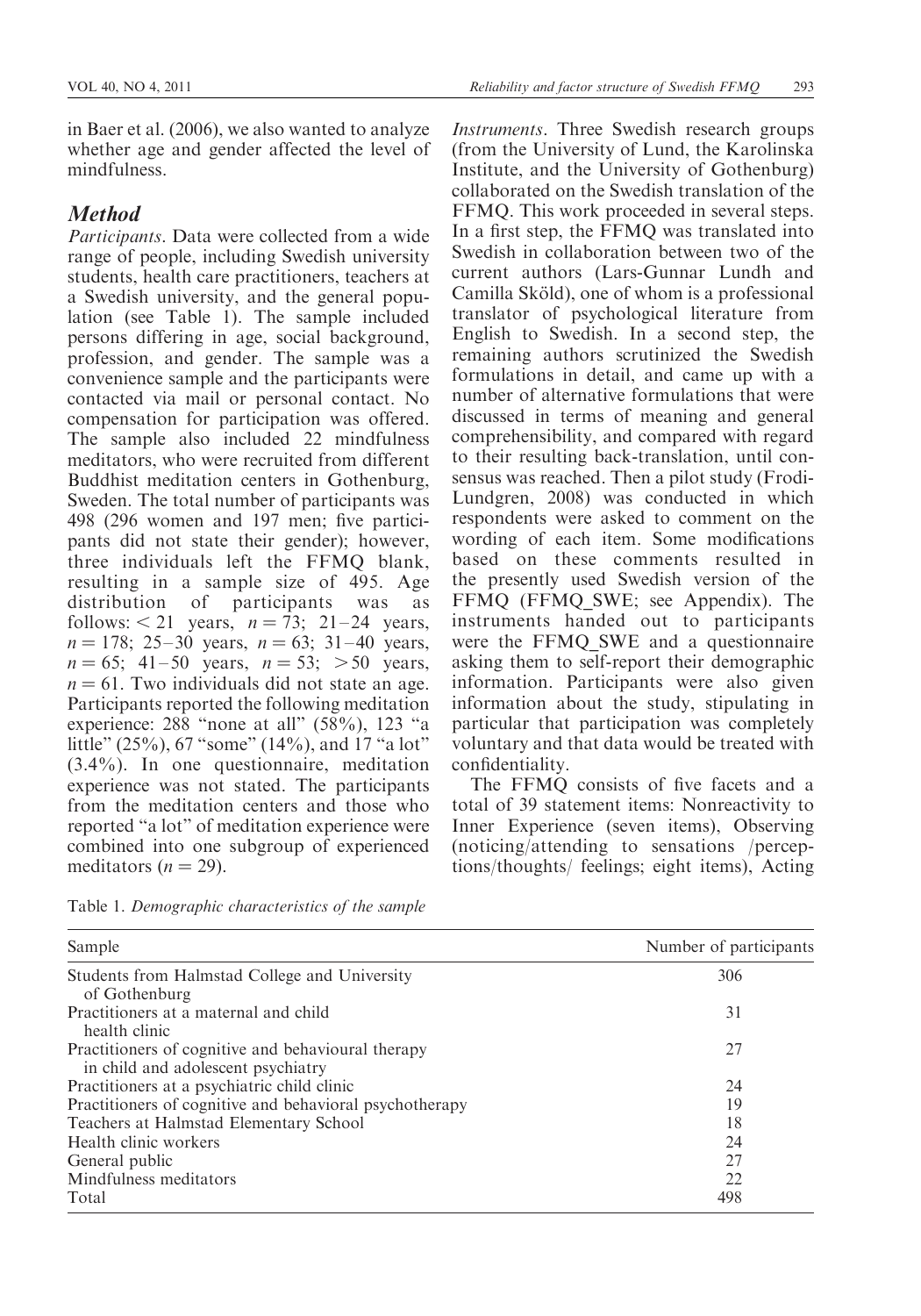in Baer et al. (2006), we also wanted to analyze whether age and gender affected the level of mindfulness.

## Method

*Participants*. Data were collected from a wide range of people, including Swedish university students, health care practitioners, teachers at a Swedish university, and the general population (see Table 1). The sample included persons differing in age, social background, profession, and gender. The sample was a convenience sample and the participants were contacted via mail or personal contact. No compensation for participation was offered. The sample also included 22 mindfulness meditators, who were recruited from different Buddhist meditation centers in Gothenburg, Sweden. The total number of participants was 498 (296 women and 197 men; five participants did not state their gender); however, three individuals left the FFMQ blank, resulting in a sample size of 495. Age distribution of participants was as follows: < 21 years, $n = 73$; 21–24 years, $n = 178$; 25–30 years, $n = 63$; 31–40 years, $n = 65$; 41–50 years, $n = 53$; > 50 years, $n = 61$. Two individuals did not state an age. Participants reported the following meditation experience: 288 "none at all" (58%), 123 "a little" (25%), 67 "some" (14%), and 17 "a lot" (3.4%). In one questionnaire, meditation experience was not stated. The participants from the meditation centers and those who reported "a lot" of meditation experience were combined into one subgroup of experienced meditators ($n = 29$).

*Instruments*. Three Swedish research groups (from the University of Lund, the Karolinska Institute, and the University of Gothenburg) collaborated on the Swedish translation of the FFMQ. This work proceeded in several steps. In a first step, the FFMQ was translated into Swedish in collaboration between two of the current authors (Lars-Gunnar Lundh and Camilla Sköld), one of whom is a professional translator of psychological literature from English to Swedish. In a second step, the remaining authors scrutinized the Swedish formulations in detail, and came up with a number of alternative formulations that were discussed in terms of meaning and general comprehensibility, and compared with regard to their resulting back-translation, until consensus was reached. Then a pilot study (Frodi-Lundgren, 2008) was conducted in which respondents were asked to comment on the wording of each item. Some modifications based on these comments resulted in the presently used Swedish version of the FFMQ (FFMQ_SWE; see Appendix). The instruments handed out to participants were the FFMQ_SWE and a questionnaire asking them to self-report their demographic information. Participants were also given information about the study, stipulating in particular that participation was completely voluntary and that data would be treated with confidentiality.

The FFMQ consists of five facets and a total of 39 statement items: Nonreactivity to Inner Experience (seven items), Observing (noticing/attending to sensations /perceptions/thoughts/ feelings; eight items), Acting

Table 1. *Demographic characteristics of the sample*

| Sample | Number of participants |
|---|---|
| Students from Halmstad College and University of Gothenburg | 306 |
| Practitioners at a maternal and child health clinic | 31 |
| Practitioners of cognitive and behavioural therapy in child and adolescent psychiatry | 27 |
| Practitioners at a psychiatric child clinic | 24 |
| Practitioners of cognitive and behavioral psychotherapy | 19 |
| Teachers at Halmstad Elementary School | 18 |
| Health clinic workers | 24 |
| General public | 27 |
| Mindfulness meditators | 22 |
| Total | 498 |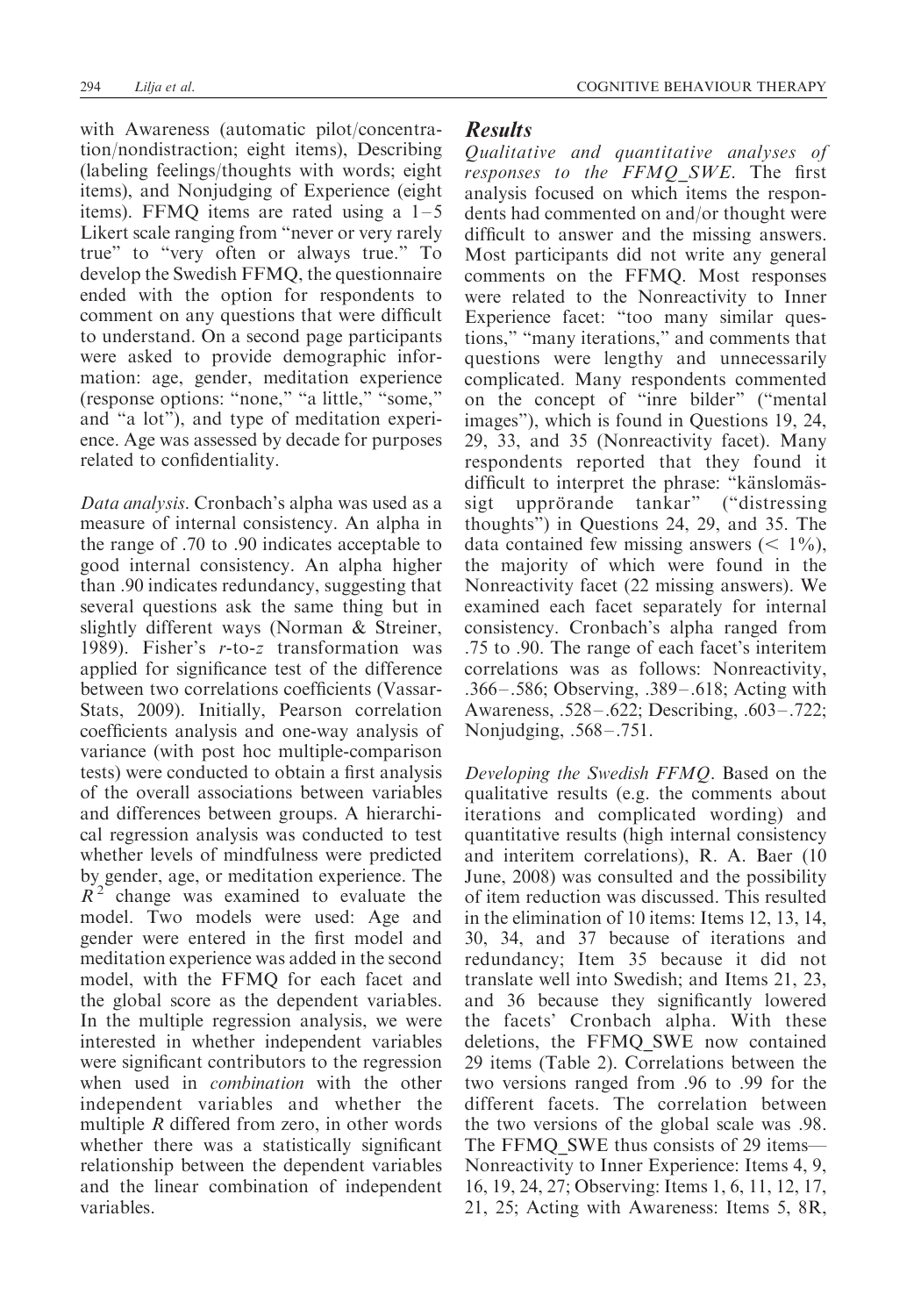with Awareness (automatic pilot/concentration/nondistraction; eight items), Describing (labeling feelings/thoughts with words; eight items), and Nonjudging of Experience (eight items). FFMQ items are rated using a 1–5 Likert scale ranging from "never or very rarely true" to "very often or always true." To develop the Swedish FFMQ, the questionnaire ended with the option for respondents to comment on any questions that were difficult to understand. On a second page participants were asked to provide demographic information: age, gender, meditation experience (response options: "none," "a little," "some," and "a lot"), and type of meditation experience. Age was assessed by decade for purposes related to confidentiality.

*Data analysis*. Cronbach's alpha was used as a measure of internal consistency. An alpha in the range of .70 to .90 indicates acceptable to good internal consistency. An alpha higher than .90 indicates redundancy, suggesting that several questions ask the same thing but in slightly different ways (Norman & Streiner, 1989). Fisher's $r$-to-$z$ transformation was applied for significance test of the difference between two correlations coefficients (VassarStats, 2009). Initially, Pearson correlation coefficients analysis and one-way analysis of variance (with post hoc multiple-comparison tests) were conducted to obtain a first analysis of the overall associations between variables and differences between groups. A hierarchical regression analysis was conducted to test whether levels of mindfulness were predicted by gender, age, or meditation experience. The $R^2$ change was examined to evaluate the model. Two models were used: Age and gender were entered in the first model and meditation experience was added in the second model, with the FFMQ for each facet and the global score as the dependent variables. In the multiple regression analysis, we were interested in whether independent variables were significant contributors to the regression when used in *combination* with the other independent variables and whether the multiple $R$ differed from zero, in other words whether there was a statistically significant relationship between the dependent variables and the linear combination of independent variables.

## Results

*Qualitative and quantitative analyses of responses to the FFMQ_SWE*. The first analysis focused on which items the respondents had commented on and/or thought were difficult to answer and the missing answers. Most participants did not write any general comments on the FFMQ. Most responses were related to the Nonreactivity to Inner Experience facet: "too many similar questions," "many iterations," and comments that questions were lengthy and unnecessarily complicated. Many respondents commented on the concept of "inre bilder" ("mental images"), which is found in Questions 19, 24, 29, 33, and 35 (Nonreactivity facet). Many respondents reported that they found it difficult to interpret the phrase: "känslomässigt upprörande tankar" ("distressing thoughts") in Questions 24, 29, and 35. The data contained few missing answers ($< 1\%$), the majority of which were found in the Nonreactivity facet (22 missing answers). We examined each facet separately for internal consistency. Cronbach's alpha ranged from .75 to .90. The range of each facet's interitem correlations was as follows: Nonreactivity, .366–.586; Observing, .389–.618; Acting with Awareness, .528–.622; Describing, .603–.722; Nonjudging, .568–.751.

*Developing the Swedish FFMQ*. Based on the qualitative results (e.g. the comments about iterations and complicated wording) and quantitative results (high internal consistency and interitem correlations), R. A. Baer (10 June, 2008) was consulted and the possibility of item reduction was discussed. This resulted in the elimination of 10 items: Items 12, 13, 14, 30, 34, and 37 because of iterations and redundancy; Item 35 because it did not translate well into Swedish; and Items 21, 23, and 36 because they significantly lowered the facets' Cronbach alpha. With these deletions, the FFMQ_SWE now contained 29 items (Table 2). Correlations between the two versions ranged from .96 to .99 for the different facets. The correlation between the two versions of the global scale was .98. The FFMQ_SWE thus consists of 29 items—Nonreactivity to Inner Experience: Items 4, 9, 16, 19, 24, 27; Observing: Items 1, 6, 11, 12, 17, 21, 25; Acting with Awareness: Items 5, 8R,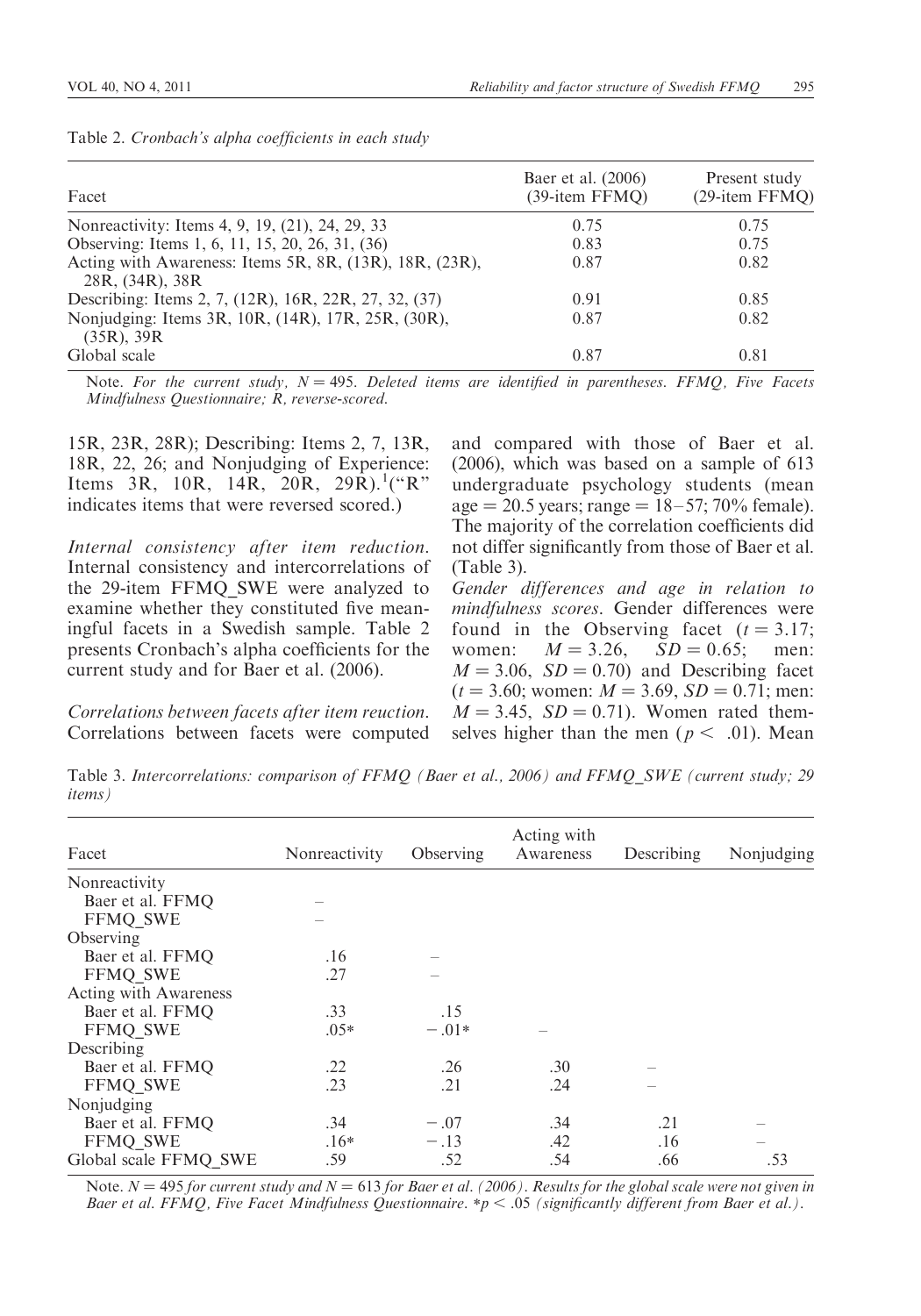Table 2. *Cronbach's alpha coefficients in each study*

| Facet | Baer et al. (2006) (39-item FFMQ) | Present study (29-item FFMQ) |
|---|---|---|
| Nonreactivity: Items 4, 9, 19, (21), 24, 29, 33 | 0.75 | 0.75 |
| Observing: Items 1, 6, 11, 15, 20, 26, 31, (36) | 0.83 | 0.75 |
| Acting with Awareness: Items 5R, 8R, (13R), 18R, (23R), 28R, (34R), 38R | 0.87 | 0.82 |
| Describing: Items 2, 7, (12R), 16R, 22R, 27, 32, (37) | 0.91 | 0.85 |
| Nonjudging: Items 3R, 10R, (14R), 17R, 25R, (30R), (35R), 39R | 0.87 | 0.82 |
| Global scale | 0.87 | 0.81 |

Note. *For the current study, $N = 495$. Deleted items are identified in parentheses. FFMQ, Five Facets Mindfulness Questionnaire; R, reverse-scored.*

15R, 23R, 28R); Describing: Items 2, 7, 13R, 18R, 22, 26; and Nonjudging of Experience: Items 3R, 10R, 14R, 20R, 29R).[1] ("R" indicates items that were reversed scored.)

*Internal consistency after item reduction*. Internal consistency and intercorrelations of the 29-item FFMQ_SWE were analyzed to examine whether they constituted five meaningful facets in a Swedish sample. Table 2 presents Cronbach's alpha coefficients for the current study and for Baer et al. (2006).

*Correlations between facets after item reuction*. Correlations between facets were computed and compared with those of Baer et al. (2006), which was based on a sample of 613 undergraduate psychology students (mean age = 20.5 years; range = 18–57; 70% female). The majority of the correlation coefficients did not differ significantly from those of Baer et al. (Table 3).

*Gender differences and age in relation to mindfulness scores*. Gender differences were found in the Observing facet ($t = 3.17$; women: $M = 3.26$, $SD = 0.65$; men: $M = 3.06$, $SD = 0.70$) and Describing facet ($t = 3.60$; women: $M = 3.69$, $SD = 0.71$; men: $M = 3.45$, $SD = 0.71$). Women rated themselves higher than the men ($p < .01$). Mean

Table 3. *Intercorrelations: comparison of FFMQ (Baer et al., 2006) and FFMQ_SWE (current study; 29 items)*

| Facet | Nonreactivity | Observing | Acting with Awareness | Describing | Nonjudging |
|---|---|---|---|---|---|
| Nonreactivity | | | | | |
| Baer et al. FFMQ | – | | | | |
| FFMQ_SWE | – | | | | |
| Observing | | | | | |
| Baer et al. FFMQ | .16 | – | | | |
| FFMQ_SWE | .27 | – | | | |
| Acting with Awareness | | | | | |
| Baer et al. FFMQ | .33 | .15 | | | |
| FFMQ_SWE | .05* | −.01* | – | | |
| Describing | | | | | |
| Baer et al. FFMQ | .22 | .26 | .30 | – | |
| FFMQ_SWE | .23 | .21 | .24 | – | |
| Nonjudging | | | | | |
| Baer et al. FFMQ | .34 | −.07 | .34 | .21 | – |
| FFMQ_SWE | .16* | −.13 | .42 | .16 | – |
| Global scale FFMQ_SWE | .59 | .52 | .54 | .66 | .53 |

Note. $N = 495$ *for current study and* $N = 613$ *for Baer et al. (2006). Results for the global scale were not given in Baer et al. FFMQ, Five Facet Mindfulness Questionnaire.* *$p < .05$ *(significantly different from Baer et al.).*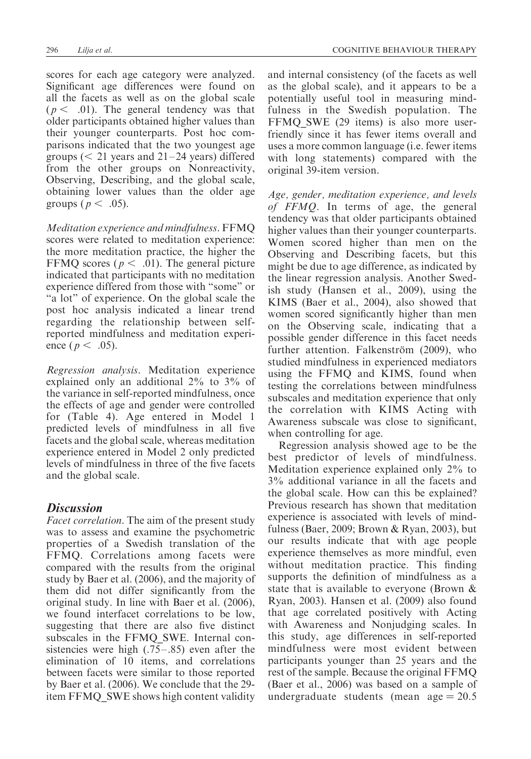scores for each age category were analyzed. Significant age differences were found on all the facets as well as on the global scale ($p < .01$). The general tendency was that older participants obtained higher values than their younger counterparts. Post hoc comparisons indicated that the two youngest age groups ($<$ 21 years and 21–24 years) differed from the other groups on Nonreactivity, Observing, Describing, and the global scale, obtaining lower values than the older age groups ($p < .05$).

*Meditation experience and mindfulness*. FFMQ scores were related to meditation experience: the more meditation practice, the higher the FFMQ scores ($p < .01$). The general picture indicated that participants with no meditation experience differed from those with "some" or "a lot" of experience. On the global scale the post hoc analysis indicated a linear trend regarding the relationship between self-reported mindfulness and meditation experience ($p < .05$).

*Regression analysis*. Meditation experience explained only an additional 2% to 3% of the variance in self-reported mindfulness, once the effects of age and gender were controlled for (Table 4). Age entered in Model 1 predicted levels of mindfulness in all five facets and the global scale, whereas meditation experience entered in Model 2 only predicted levels of mindfulness in three of the five facets and the global scale.

## Discussion

*Facet correlation*. The aim of the present study was to assess and examine the psychometric properties of a Swedish translation of the FFMQ. Correlations among facets were compared with the results from the original study by Baer et al. (2006), and the majority of them did not differ significantly from the original study. In line with Baer et al. (2006), we found interfacet correlations to be low, suggesting that there are also five distinct subscales in the FFMQ_SWE. Internal consistencies were high (.75–.85) even after the elimination of 10 items, and correlations between facets were similar to those reported by Baer et al. (2006). We conclude that the 29-item FFMQ_SWE shows high content validity and internal consistency (of the facets as well as the global scale), and it appears to be a potentially useful tool in measuring mindfulness in the Swedish population. The FFMQ_SWE (29 items) is also more user-friendly since it has fewer items overall and uses a more common language (i.e. fewer items with long statements) compared with the original 39-item version.

*Age, gender, meditation experience, and levels of FFMQ*. In terms of age, the general tendency was that older participants obtained higher values than their younger counterparts. Women scored higher than men on the Observing and Describing facets, but this might be due to age difference, as indicated by the linear regression analysis. Another Swedish study (Hansen et al., 2009), using the KIMS (Baer et al., 2004), also showed that women scored significantly higher than men on the Observing scale, indicating that a possible gender difference in this facet needs further attention. Falkenström (2009), who studied mindfulness in experienced mediators using the FFMQ and KIMS, found when testing the correlations between mindfulness subscales and meditation experience that only the correlation with KIMS Acting with Awareness subscale was close to significant, when controlling for age.

Regression analysis showed age to be the best predictor of levels of mindfulness. Meditation experience explained only 2% to 3% additional variance in all the facets and the global scale. How can this be explained? Previous research has shown that meditation experience is associated with levels of mindfulness (Baer, 2009; Brown & Ryan, 2003), but our results indicate that with age people experience themselves as more mindful, even without meditation practice. This finding supports the definition of mindfulness as a state that is available to everyone (Brown & Ryan, 2003). Hansen et al. (2009) also found that age correlated positively with Acting with Awareness and Nonjudging scales. In this study, age differences in self-reported mindfulness were most evident between participants younger than 25 years and the rest of the sample. Because the original FFMQ (Baer et al., 2006) was based on a sample of undergraduate students (mean age = 20.5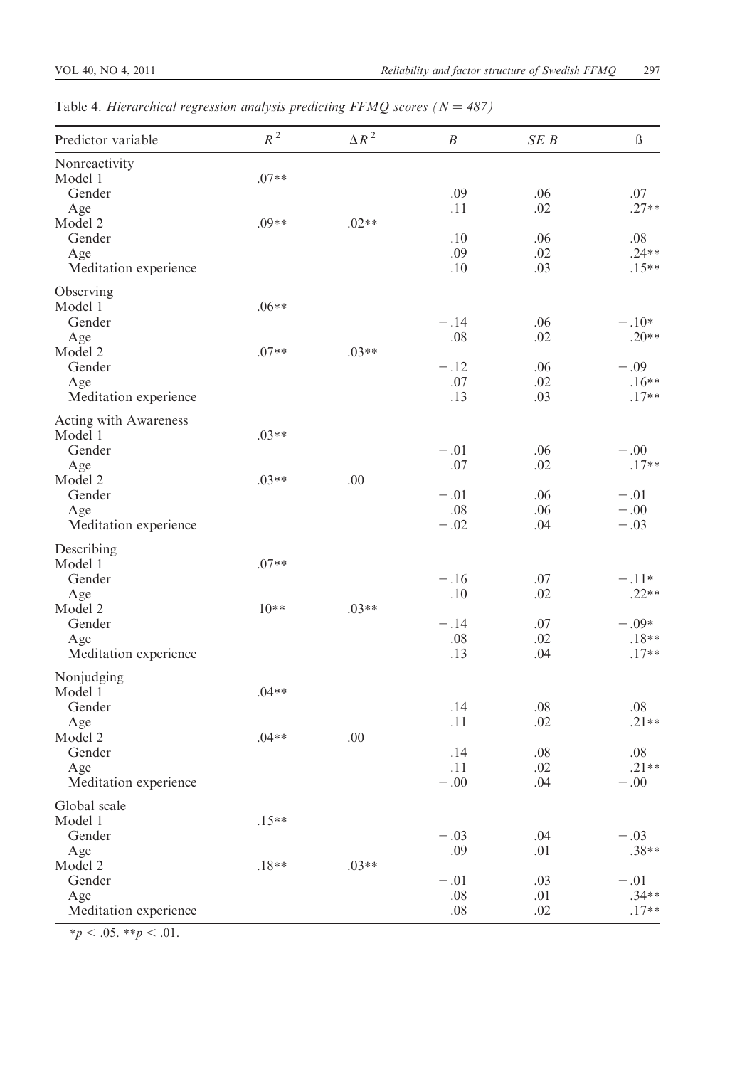Table 4. *Hierarchical regression analysis predicting FFMQ scores (N = 487)*

| Predictor variable | $R^2$ | $\Delta R^2$ | *B* | *SE B* | ß |
|---|---|---|---|---|---|
| Nonreactivity | | | | | |
| Model 1 | .07** | | | | |
| Gender | | | .09 | .06 | .07 |
| Age | | | .11 | .02 | .27** |
| Model 2 | .09** | .02** | | | |
| Gender | | | .10 | .06 | .08 |
| Age | | | .09 | .02 | .24** |
| Meditation experience | | | .10 | .03 | .15** |
| Observing | | | | | |
| Model 1 | .06** | | | | |
| Gender | | | −.14 | .06 | −.10* |
| Age | | | .08 | .02 | .20** |
| Model 2 | .07** | .03** | | | |
| Gender | | | −.12 | .06 | −.09 |
| Age | | | .07 | .02 | .16** |
| Meditation experience | | | .13 | .03 | .17** |
| Acting with Awareness | | | | | |
| Model 1 | .03** | | | | |
| Gender | | | −.01 | .06 | −.00 |
| Age | | | .07 | .02 | .17** |
| Model 2 | .03** | .00 | | | |
| Gender | | | −.01 | .06 | −.01 |
| Age | | | .08 | .06 | −.00 |
| Meditation experience | | | −.02 | .04 | −.03 |
| Describing | | | | | |
| Model 1 | .07** | | | | |
| Gender | | | −.16 | .07 | −.11* |
| Age | | | .10 | .02 | .22** |
| Model 2 | 10** | .03** | | | |
| Gender | | | −.14 | .07 | −.09* |
| Age | | | .08 | .02 | .18** |
| Meditation experience | | | .13 | .04 | .17** |
| Nonjudging | | | | | |
| Model 1 | .04** | | | | |
| Gender | | | .14 | .08 | .08 |
| Age | | | .11 | .02 | .21** |
| Model 2 | .04** | .00 | | | |
| Gender | | | .14 | .08 | .08 |
| Age | | | .11 | .02 | .21** |
| Meditation experience | | | −.00 | .04 | −.00 |
| Global scale | | | | | |
| Model 1 | .15** | | | | |
| Gender | | | −.03 | .04 | −.03 |
| Age | | | .09 | .01 | .38** |
| Model 2 | .18** | .03** | | | |
| Gender | | | −.01 | .03 | −.01 |
| Age | | | .08 | .01 | .34** |
| Meditation experience | | | .08 | .02 | .17** |

$^*p < .05$. $^{**}p < .01$.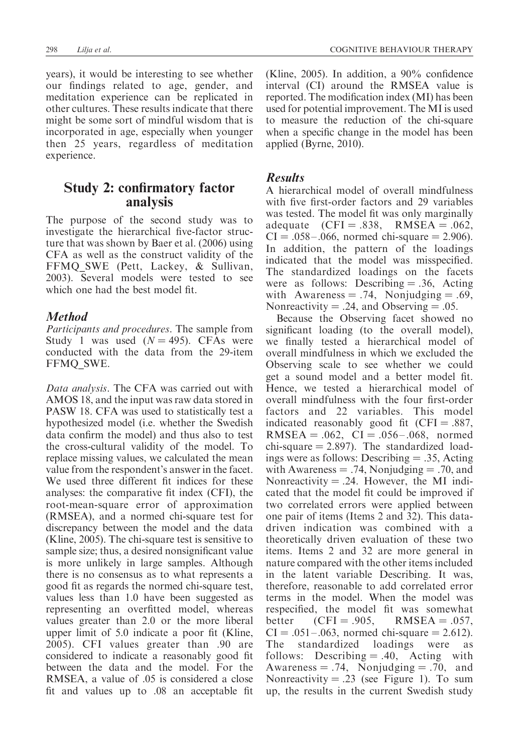years), it would be interesting to see whether our findings related to age, gender, and meditation experience can be replicated in other cultures. These results indicate that there might be some sort of mindful wisdom that is incorporated in age, especially when younger then 25 years, regardless of meditation experience.

## Study 2: confirmatory factor analysis

The purpose of the second study was to investigate the hierarchical five-factor structure that was shown by Baer et al. (2006) using CFA as well as the construct validity of the FFMQ_SWE (Pett, Lackey, & Sullivan, 2003). Several models were tested to see which one had the best model fit.

### *Method*

*Participants and procedures*. The sample from Study 1 was used ($N = 495$). CFAs were conducted with the data from the 29-item FFMQ_SWE.

*Data analysis*. The CFA was carried out with AMOS 18, and the input was raw data stored in PASW 18. CFA was used to statistically test a hypothesized model (i.e. whether the Swedish data confirm the model) and thus also to test the cross-cultural validity of the model. To replace missing values, we calculated the mean value from the respondent's answer in the facet. We used three different fit indices for these analyses: the comparative fit index (CFI), the root-mean-square error of approximation (RMSEA), and a normed chi-square test for discrepancy between the model and the data (Kline, 2005). The chi-square test is sensitive to sample size; thus, a desired nonsignificant value is more unlikely in large samples. Although there is no consensus as to what represents a good fit as regards the normed chi-square test, values less than 1.0 have been suggested as representing an overfitted model, whereas values greater than 2.0 or the more liberal upper limit of 5.0 indicate a poor fit (Kline, 2005). CFI values greater than .90 are considered to indicate a reasonably good fit between the data and the model. For the RMSEA, a value of .05 is considered a close fit and values up to .08 an acceptable fit (Kline, 2005). In addition, a 90% confidence interval (CI) around the RMSEA value is reported. The modification index (MI) has been used for potential improvement. The MI is used to measure the reduction of the chi-square when a specific change in the model has been applied (Byrne, 2010).

### *Results*

A hierarchical model of overall mindfulness with five first-order factors and 29 variables was tested. The model fit was only marginally adequate (CFI = .838, RMSEA = .062, CI = .058–.066, normed chi-square = 2.906). In addition, the pattern of the loadings indicated that the model was misspecified. The standardized loadings on the facets were as follows: Describing = .36, Acting with Awareness = .74, Nonjudging = .69, Nonreactivity = .24, and Observing = .05.

Because the Observing facet showed no significant loading (to the overall model), we finally tested a hierarchical model of overall mindfulness in which we excluded the Observing scale to see whether we could get a sound model and a better model fit. Hence, we tested a hierarchical model of overall mindfulness with the four first-order factors and 22 variables. This model indicated reasonably good fit (CFI = .887, RMSEA = .062, CI = .056–.068, normed chi-square = 2.897). The standardized loadings were as follows: Describing = .35, Acting with Awareness = .74, Nonjudging = .70, and Nonreactivity = .24. However, the MI indicated that the model fit could be improved if two correlated errors were applied between one pair of items (Items 2 and 32). This data-driven indication was combined with a theoretically driven evaluation of these two items. Items 2 and 32 are more general in nature compared with the other items included in the latent variable Describing. It was, therefore, reasonable to add correlated error terms in the model. When the model was respecified, the model fit was somewhat better (CFI = .905, RMSEA = .057, CI = .051–.063, normed chi-square = 2.612). The standardized loadings were as follows: Describing = .40, Acting with Awareness = .74, Nonjudging = .70, and Nonreactivity = .23 (see Figure 1). To sum up, the results in the current Swedish study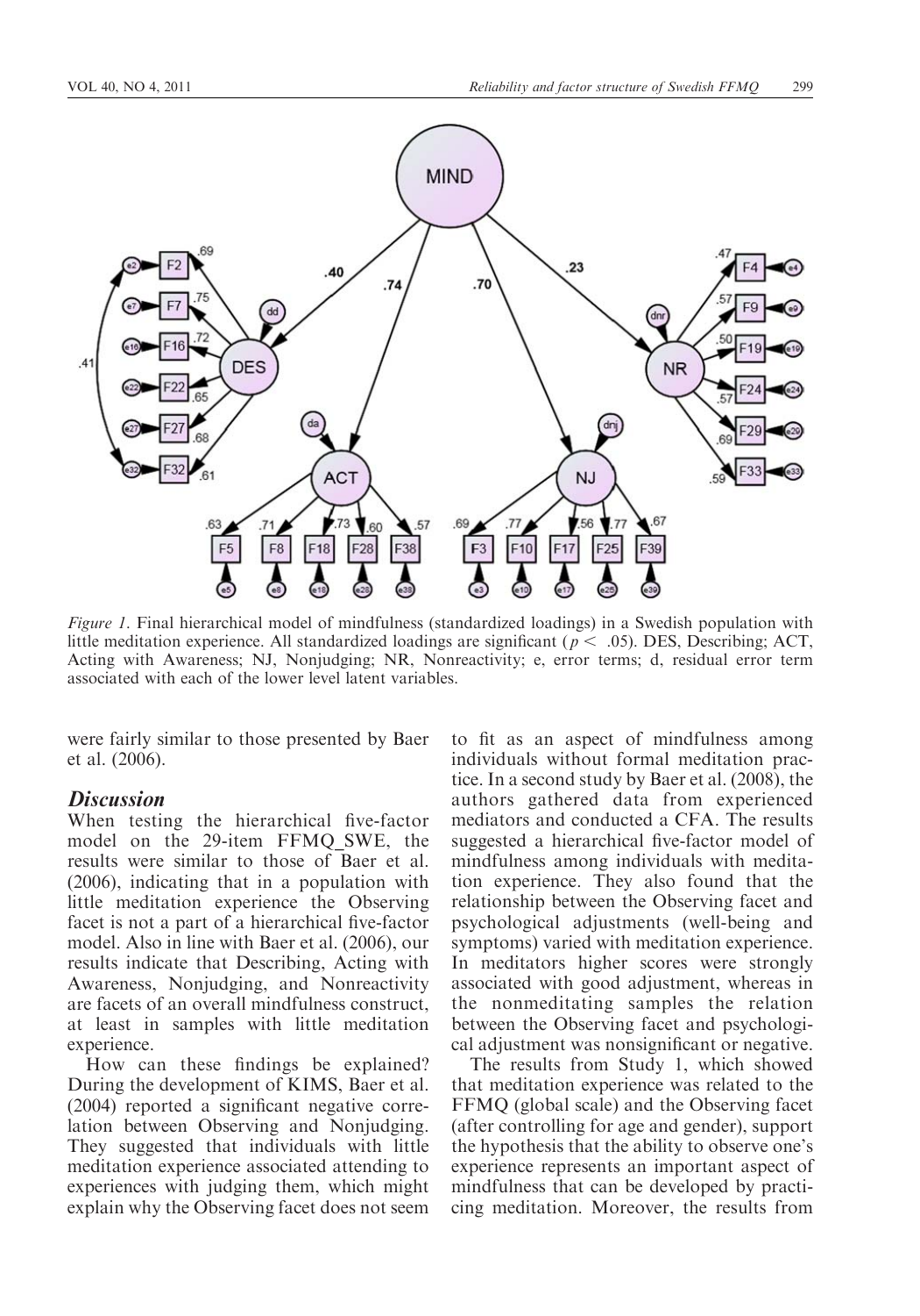MIND

.40 .74 .70 .23

DES
F2 .69
F7 .75
F16 .72
F22 .65
F27 .68
F32 .61
.41
dd

ACT
da
F5 .63
F8 .71
F18 .73
F28 .60
F38 .57

NJ
dnj
F3 .69
F10 .77
F17 .56
F25 .77
F39 .67

NR
dnr
F4 .47
F9 .57
F19 .50
F24 .57
F29 .69
F33 .59

*Figure 1.* Final hierarchical model of mindfulness (standardized loadings) in a Swedish population with little meditation experience. All standardized loadings are significant ($p < .05$). DES, Describing; ACT, Acting with Awareness; NJ, Nonjudging; NR, Nonreactivity; e, error terms; d, residual error term associated with each of the lower level latent variables.

were fairly similar to those presented by Baer et al. (2006).

## *Discussion*

When testing the hierarchical five-factor model on the 29-item FFMQ_SWE, the results were similar to those of Baer et al. (2006), indicating that in a population with little meditation experience the Observing facet is not a part of a hierarchical five-factor model. Also in line with Baer et al. (2006), our results indicate that Describing, Acting with Awareness, Nonjudging, and Nonreactivity are facets of an overall mindfulness construct, at least in samples with little meditation experience.

How can these findings be explained? During the development of KIMS, Baer et al. (2004) reported a significant negative correlation between Observing and Nonjudging. They suggested that individuals with little meditation experience associated attending to experiences with judging them, which might explain why the Observing facet does not seem to fit as an aspect of mindfulness among individuals without formal meditation practice. In a second study by Baer et al. (2008), the authors gathered data from experienced mediators and conducted a CFA. The results suggested a hierarchical five-factor model of mindfulness among individuals with meditation experience. They also found that the relationship between the Observing facet and psychological adjustments (well-being and symptoms) varied with meditation experience. In meditators higher scores were strongly associated with good adjustment, whereas in the nonmeditating samples the relation between the Observing facet and psychological adjustment was nonsignificant or negative.

The results from Study 1, which showed that meditation experience was related to the FFMQ (global scale) and the Observing facet (after controlling for age and gender), support the hypothesis that the ability to observe one's experience represents an important aspect of mindfulness that can be developed by practicing meditation. Moreover, the results from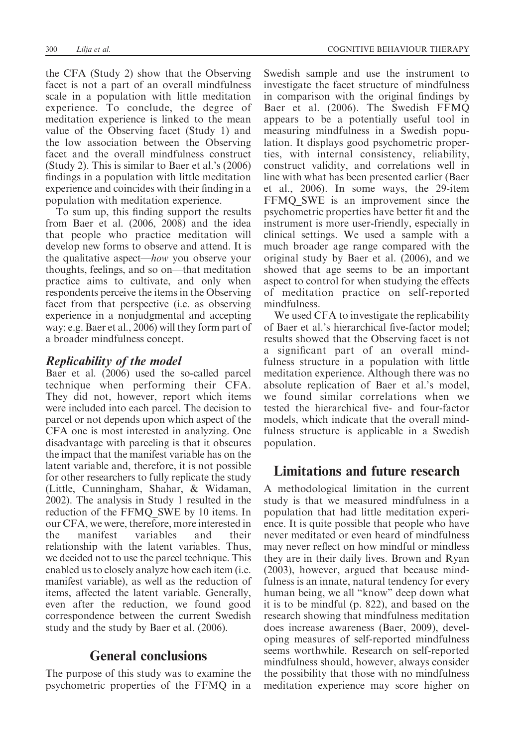the CFA (Study 2) show that the Observing facet is not a part of an overall mindfulness scale in a population with little meditation experience. To conclude, the degree of meditation experience is linked to the mean value of the Observing facet (Study 1) and the low association between the Observing facet and the overall mindfulness construct (Study 2). This is similar to Baer et al.'s (2006) findings in a population with little meditation experience and coincides with their finding in a population with meditation experience.

To sum up, this finding support the results from Baer et al. (2006, 2008) and the idea that people who practice meditation will develop new forms to observe and attend. It is the qualitative aspect—*how* you observe your thoughts, feelings, and so on—that meditation practice aims to cultivate, and only when respondents perceive the items in the Observing facet from that perspective (i.e. as observing experience in a nonjudgmental and accepting way; e.g. Baer et al., 2006) will they form part of a broader mindfulness concept.

### *Replicability of the model*

Baer et al. (2006) used the so-called parcel technique when performing their CFA. They did not, however, report which items were included into each parcel. The decision to parcel or not depends upon which aspect of the CFA one is most interested in analyzing. One disadvantage with parceling is that it obscures the impact that the manifest variable has on the latent variable and, therefore, it is not possible for other researchers to fully replicate the study (Little, Cunningham, Shahar, & Widaman, 2002). The analysis in Study 1 resulted in the reduction of the FFMQ_SWE by 10 items. In our CFA, we were, therefore, more interested in the manifest variables and their relationship with the latent variables. Thus, we decided not to use the parcel technique. This enabled us to closely analyze how each item (i.e. manifest variable), as well as the reduction of items, affected the latent variable. Generally, even after the reduction, we found good correspondence between the current Swedish study and the study by Baer et al. (2006).

## General conclusions

The purpose of this study was to examine the psychometric properties of the FFMQ in a Swedish sample and use the instrument to investigate the facet structure of mindfulness in comparison with the original findings by Baer et al. (2006). The Swedish FFMQ appears to be a potentially useful tool in measuring mindfulness in a Swedish population. It displays good psychometric properties, with internal consistency, reliability, construct validity, and correlations well in line with what has been presented earlier (Baer et al., 2006). In some ways, the 29-item FFMQ_SWE is an improvement since the psychometric properties have better fit and the instrument is more user-friendly, especially in clinical settings. We used a sample with a much broader age range compared with the original study by Baer et al. (2006), and we showed that age seems to be an important aspect to control for when studying the effects of meditation practice on self-reported mindfulness.

We used CFA to investigate the replicability of Baer et al.'s hierarchical five-factor model; results showed that the Observing facet is not a significant part of an overall mindfulness structure in a population with little meditation experience. Although there was no absolute replication of Baer et al.'s model, we found similar correlations when we tested the hierarchical five- and four-factor models, which indicate that the overall mindfulness structure is applicable in a Swedish population.

## Limitations and future research

A methodological limitation in the current study is that we measured mindfulness in a population that had little meditation experience. It is quite possible that people who have never meditated or even heard of mindfulness may never reflect on how mindful or mindless they are in their daily lives. Brown and Ryan (2003), however, argued that because mindfulness is an innate, natural tendency for every human being, we all "know" deep down what it is to be mindful (p. 822), and based on the research showing that mindfulness meditation does increase awareness (Baer, 2009), developing measures of self-reported mindfulness seems worthwhile. Research on self-reported mindfulness should, however, always consider the possibility that those with no mindfulness meditation experience may score higher on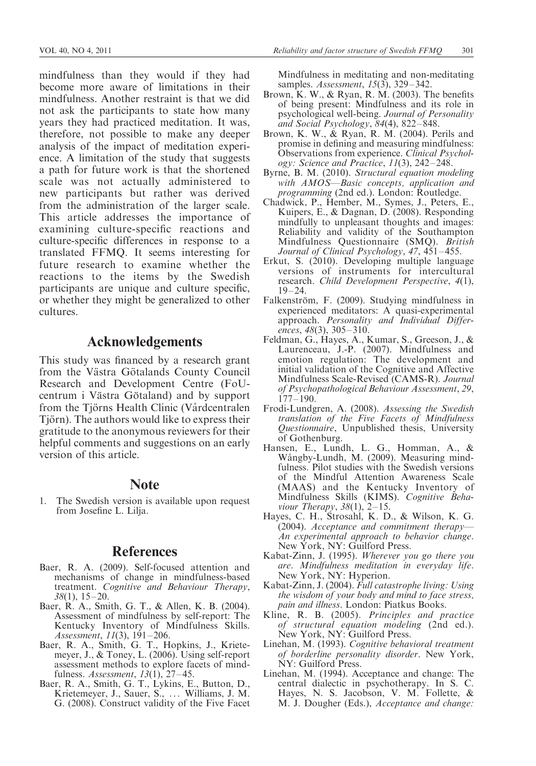mindfulness than they would if they had become more aware of limitations in their mindfulness. Another restraint is that we did not ask the participants to state how many years they had practiced meditation. It was, therefore, not possible to make any deeper analysis of the impact of meditation experience. A limitation of the study that suggests a path for future work is that the shortened scale was not actually administered to new participants but rather was derived from the administration of the larger scale. This article addresses the importance of examining culture-specific reactions and culture-specific differences in response to a translated FFMQ. It seems interesting for future research to examine whether the reactions to the items by the Swedish participants are unique and culture specific, or whether they might be generalized to other cultures.

## Acknowledgements

This study was financed by a research grant from the Västra Götalands County Council Research and Development Centre (FoU-centrum i Västra Götaland) and by support from the Tjörns Health Clinic (Vårdcentralen Tjörn). The authors would like to express their gratitude to the anonymous reviewers for their helpful comments and suggestions on an early version of this article.

## Note

1. The Swedish version is available upon request from Josefine L. Lilja.

## References

Baer, R. A. (2009). Self-focused attention and mechanisms of change in mindfulness-based treatment. *Cognitive and Behaviour Therapy*, *38*(1), 15–20.

Baer, R. A., Smith, G. T., & Allen, K. B. (2004). Assessment of mindfulness by self-report: The Kentucky Inventory of Mindfulness Skills. *Assessment*, *11*(3), 191–206.

Baer, R. A., Smith, G. T., Hopkins, J., Krietemeyer, J., & Toney, L. (2006). Using self-report assessment methods to explore facets of mindfulness. *Assessment*, *13*(1), 27–45.

Baer, R. A., Smith, G. T., Lykins, E., Button, D., Krietemeyer, J., Sauer, S., … Williams, J. M. G. (2008). Construct validity of the Five Facet Mindfulness in meditating and non-meditating samples. *Assessment*, *15*(3), 329–342.

Brown, K. W., & Ryan, R. M. (2003). The benefits of being present: Mindfulness and its role in psychological well-being. *Journal of Personality and Social Psychology*, *84*(4), 822–848.

Brown, K. W., & Ryan, R. M. (2004). Perils and promise in defining and measuring mindfulness: Observations from experience. *Clinical Psychology: Science and Practice*, *11*(3), 242–248.

Byrne, B. M. (2010). *Structural equation modeling with AMOS—Basic concepts, application and programming* (2nd ed.). London: Routledge.

Chadwick, P., Hember, M., Symes, J., Peters, E., Kuipers, E., & Dagnan, D. (2008). Responding mindfully to unpleasant thoughts and images: Reliability and validity of the Southampton Mindfulness Questionnaire (SMQ). *British Journal of Clinical Psychology*, *47*, 451–455.

Erkut, S. (2010). Developing multiple language versions of instruments for intercultural research. *Child Development Perspective*, *4*(1), 19–24.

Falkenström, F. (2009). Studying mindfulness in experienced meditators: A quasi-experimental approach. *Personality and Individual Differences*, *48*(3), 305–310.

Feldman, G., Hayes, A., Kumar, S., Greeson, J., & Laurenceau, J.-P. (2007). Mindfulness and emotion regulation: The development and initial validation of the Cognitive and Affective Mindfulness Scale-Revised (CAMS-R). *Journal of Psychopathological Behaviour Assessment*, *29*, 177–190.

Frodi-Lundgren, A. (2008). *Assessing the Swedish translation of the Five Facets of Mindfulness Questionnaire*, Unpublished thesis, University of Gothenburg.

Hansen, E., Lundh, L. G., Homman, A., & Wångby-Lundh, M. (2009). Measuring mindfulness. Pilot studies with the Swedish versions of the Mindful Attention Awareness Scale (MAAS) and the Kentucky Inventory of Mindfulness Skills (KIMS). *Cognitive Behaviour Therapy*, *38*(1), 2–15.

Hayes, C. H., Strosahl, K. D., & Wilson, K. G. (2004). *Acceptance and commitment therapy—An experimental approach to behavior change*. New York, NY: Guilford Press.

Kabat-Zinn, J. (1995). *Wherever you go there you are. Mindfulness meditation in everyday life*. New York, NY: Hyperion.

Kabat-Zinn, J. (2004). *Full catastrophe living: Using the wisdom of your body and mind to face stress, pain and illness*. London: Piatkus Books.

Kline, R. B. (2005). *Principles and practice of structural equation modeling* (2nd ed.). New York, NY: Guilford Press.

Linehan, M. (1993). *Cognitive behavioral treatment of borderline personality disorder*. New York, NY: Guilford Press.

Linehan, M. (1994). Acceptance and change: The central dialectic in psychotherapy. In S. C. Hayes, N. S. Jacobson, V. M. Follette, & M. J. Dougher (Eds.), *Acceptance and change:*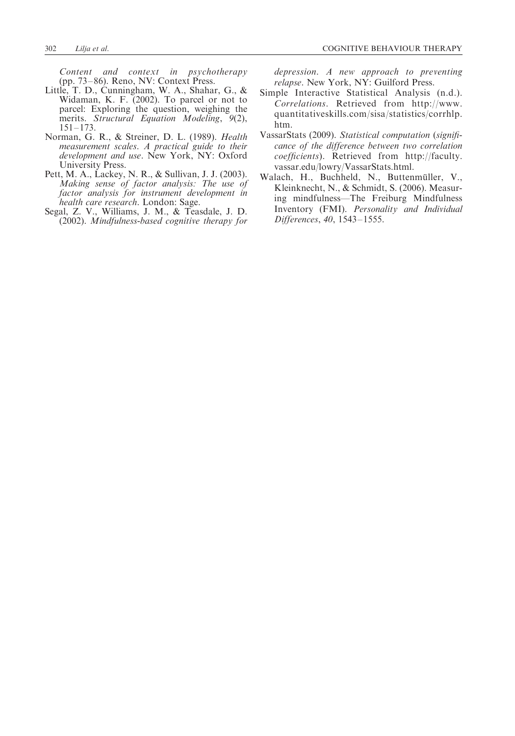*Content and context in psychotherapy* (pp. 73–86). Reno, NV: Context Press.

Little, T. D., Cunningham, W. A., Shahar, G., & Widaman, K. F. (2002). To parcel or not to parcel: Exploring the question, weighing the merits. *Structural Equation Modeling*, *9*(2), 151–173.

Norman, G. R., & Streiner, D. L. (1989). *Health measurement scales. A practical guide to their development and use*. New York, NY: Oxford University Press.

Pett, M. A., Lackey, N. R., & Sullivan, J. J. (2003). *Making sense of factor analysis: The use of factor analysis for instrument development in health care research*. London: Sage.

Segal, Z. V., Williams, J. M., & Teasdale, J. D. (2002). *Mindfulness-based cognitive therapy for depression. A new approach to preventing relapse*. New York, NY: Guilford Press.

Simple Interactive Statistical Analysis (n.d.). *Correlations*. Retrieved from http://www.quantitativeskills.com/sisa/statistics/corrhlp.htm.

VassarStats (2009). *Statistical computation* (*significance of the difference between two correlation coefficients*). Retrieved from http://faculty.vassar.edu/lowry/VassarStats.html.

Walach, H., Buchheld, N., Buttenmüller, V., Kleinknecht, N., & Schmidt, S. (2006). Measuring mindfulness—The Freiburg Mindfulness Inventory (FMI). *Personality and Individual Differences*, *40*, 1543–1555.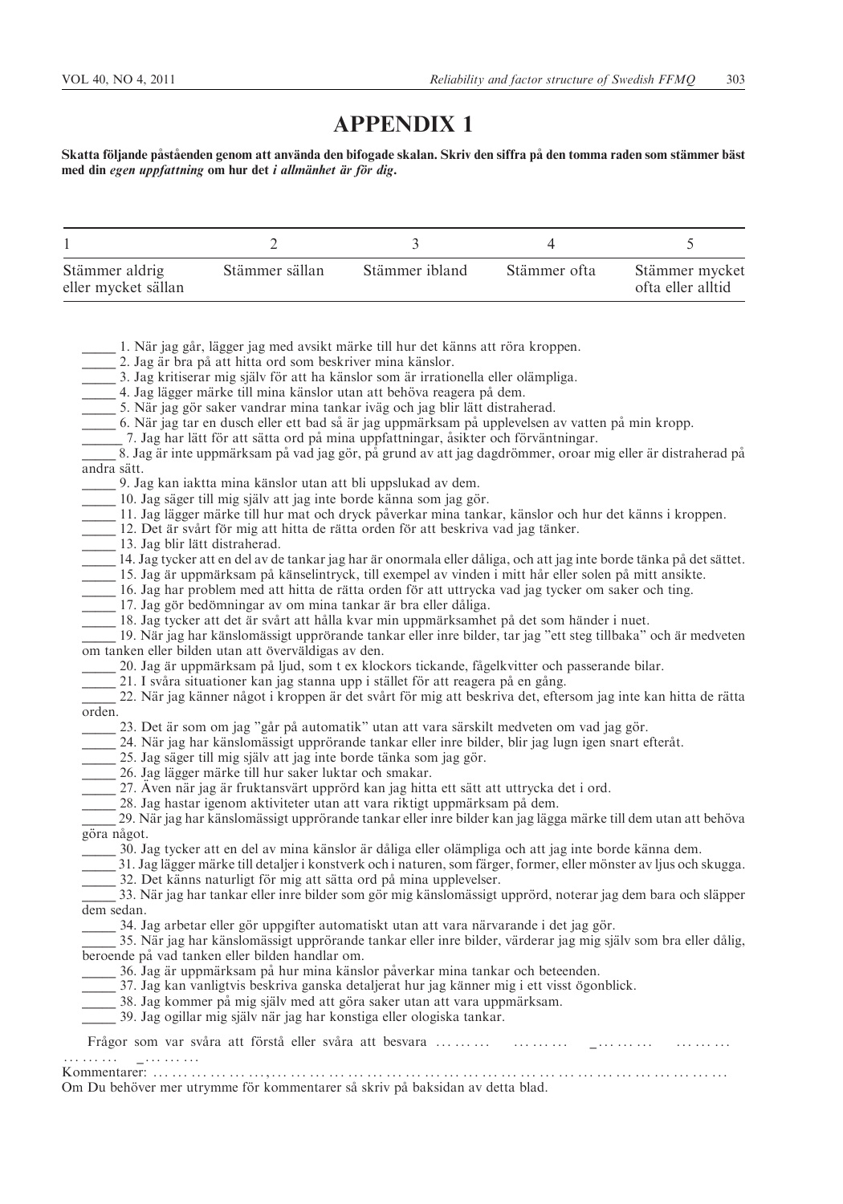# APPENDIX 1

**Skatta följande påståenden genom att använda den bifogade skalan. Skriv den siffra på den tomma raden som stämmer bäst med din *egen uppfattning* om hur det *i allmänhet är för dig*.**

| 1 | 2 | 3 | 4 | 5 |
|---|---|---|---|---|
| Stämmer aldrig eller mycket sällan | Stämmer sällan | Stämmer ibland | Stämmer ofta | Stämmer mycket ofta eller alltid |

_____ 1. När jag går, lägger jag med avsikt märke till hur det känns att röra kroppen.
_____ 2. Jag är bra på att hitta ord som beskriver mina känslor.
_____ 3. Jag kritiserar mig själv för att ha känslor som är irrationella eller olämpliga.
_____ 4. Jag lägger märke till mina känslor utan att behöva reagera på dem.
_____ 5. När jag gör saker vandrar mina tankar iväg och jag blir lätt distraherad.
_____ 6. När jag tar en dusch eller ett bad så är jag uppmärksam på upplevelsen av vatten på min kropp.
______ 7. Jag har lätt för att sätta ord på mina uppfattningar, åsikter och förväntningar.
_____ 8. Jag är inte uppmärksam på vad jag gör, på grund av att jag dagdrömmer, oroar mig eller är distraherad på andra sätt.
_____ 9. Jag kan iaktta mina känslor utan att bli uppslukad av dem.
_____ 10. Jag säger till mig själv att jag inte borde känna som jag gör.
_____ 11. Jag lägger märke till hur mat och dryck påverkar mina tankar, känslor och hur det känns i kroppen.
_____ 12. Det är svårt för mig att hitta de rätta orden för att beskriva vad jag tänker.
_____ 13. Jag blir lätt distraherad.
_____ 14. Jag tycker att en del av de tankar jag har är onormala eller dåliga, och att jag inte borde tänka på det sättet.
_____ 15. Jag är uppmärksam på känselintryck, till exempel av vinden i mitt hår eller solen på mitt ansikte.
_____ 16. Jag har problem med att hitta de rätta orden för att uttrycka vad jag tycker om saker och ting.
_____ 17. Jag gör bedömningar av om mina tankar är bra eller dåliga.
_____ 18. Jag tycker att det är svårt att hålla kvar min uppmärksamhet på det som händer i nuet.
_____ 19. När jag har känslomässigt upprörande tankar eller inre bilder, tar jag "ett steg tillbaka" och är medveten om tanken eller bilden utan att överväldigas av den.
_____ 20. Jag är uppmärksam på ljud, som t ex klockors tickande, fågelkvitter och passerande bilar.
_____ 21. I svåra situationer kan jag stanna upp i stället för att reagera på en gång.
_____ 22. När jag känner något i kroppen är det svårt för mig att beskriva det, eftersom jag inte kan hitta de rätta orden.
_____ 23. Det är som om jag "går på automatik" utan att vara särskilt medveten om vad jag gör.
_____ 24. När jag har känslomässigt upprörande tankar eller inre bilder, blir jag lugn igen snart efteråt.
_____ 25. Jag säger till mig själv att jag inte borde tänka som jag gör.
_____ 26. Jag lägger märke till hur saker luktar och smakar.
_____ 27. Även när jag är fruktansvärt upprörd kan jag hitta ett sätt att uttrycka det i ord.
_____ 28. Jag hastar igenom aktiviteter utan att vara riktigt uppmärksam på dem.
_____ 29. När jag har känslomässigt upprörande tankar eller inre bilder kan jag lägga märke till dem utan att behöva göra något.
_____ 30. Jag tycker att en del av mina känslor är dåliga eller olämpliga och att jag inte borde känna dem.
_____ 31. Jag lägger märke till detaljer i konstverk och i naturen, som färger, former, eller mönster av ljus och skugga.
_____ 32. Det känns naturligt för mig att sätta ord på mina upplevelser.
_____ 33. När jag har tankar eller inre bilder som gör mig känslomässigt upprörd, noterar jag dem bara och släpper dem sedan.
_____ 34. Jag arbetar eller gör uppgifter automatiskt utan att vara närvarande i det jag gör.
_____ 35. När jag har känslomässigt upprörande tankar eller inre bilder, värderar jag mig själv som bra eller dålig, beroende på vad tanken eller bilden handlar om.
_____ 36. Jag är uppmärksam på hur mina känslor påverkar mina tankar och beteenden.
_____ 37. Jag kan vanligtvis beskriva ganska detaljerat hur jag känner mig i ett visst ögonblick.
_____ 38. Jag kommer på mig själv med att göra saker utan att vara uppmärksam.
_____ 39. Jag ogillar mig själv när jag har konstiga eller ologiska tankar.

Frågor som var svåra att förstå eller svåra att besvara ……… ……… _……… ……… ……… _………

Kommentarer: ………………;………………………………………………………………………………

Om Du behöver mer utrymme för kommentarer så skriv på baksidan av detta blad.